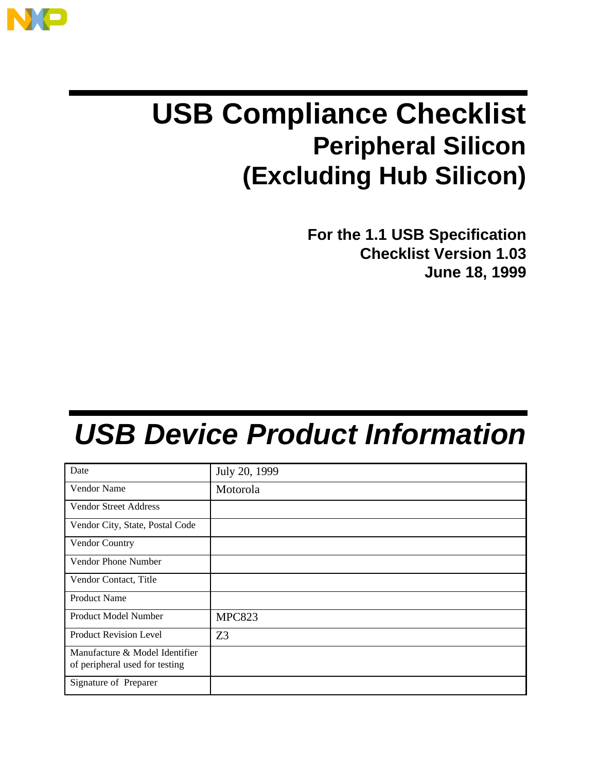# USB Compliance Checklist

## Peripheral Silicon

## (Excluding Hub Silicon)

**For the 1.1 USB Specification**
**Checklist Version 1.03**
**June 18, 1999**

# *USB Device Product Information*

| | |
|---|---|
| Date | July 20, 1999 |
| Vendor Name | Motorola |
| Vendor Street Address | |
| Vendor City, State, Postal Code | |
| Vendor Country | |
| Vendor Phone Number | |
| Vendor Contact, Title | |
| Product Name | |
| Product Model Number | MPC823 |
| Product Revision Level | Z3 |
| Manufacture & Model Identifier of peripheral used for testing | |
| Signature of Preparer | |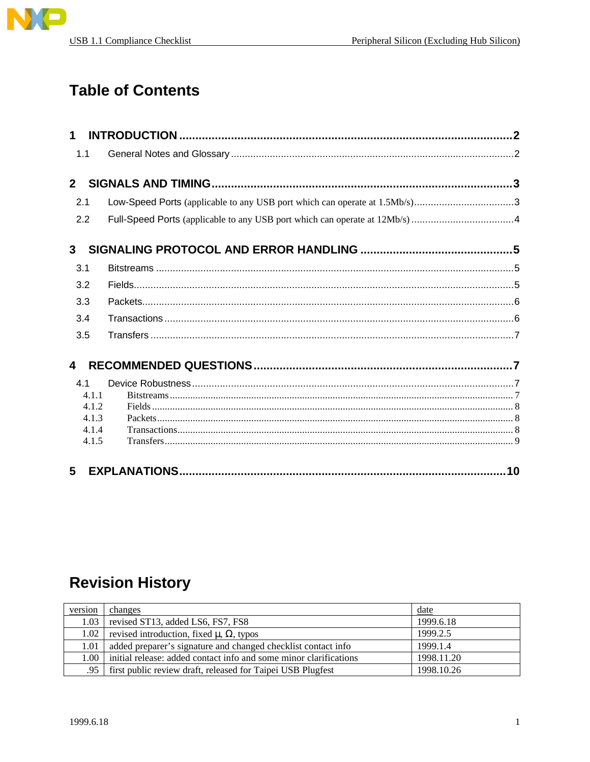# Table of Contents

**1 INTRODUCTION** .......... **2**

1.1 General Notes and Glossary .......... 2

**2 SIGNALS AND TIMING** .......... **3**

2.1 Low-Speed Ports (applicable to any USB port which can operate at 1.5Mb/s) .......... 3

2.2 Full-Speed Ports (applicable to any USB port which can operate at 12Mb/s) .......... 4

**3 SIGNALING PROTOCOL AND ERROR HANDLING** .......... **5**

3.1 Bitstreams .......... 5

3.2 Fields .......... 5

3.3 Packets .......... 6

3.4 Transactions .......... 6

3.5 Transfers .......... 7

**4 RECOMMENDED QUESTIONS** .......... **7**

4.1 Device Robustness .......... 7

4.1.1 Bitstreams .......... 7

4.1.2 Fields .......... 8

4.1.3 Packets .......... 8

4.1.4 Transactions .......... 8

4.1.5 Transfers .......... 9

**5 EXPLANATIONS** .......... **10**

# Revision History

| version | changes | date |
|---|---|---|
| 1.03 | revised ST13, added LS6, FS7, FS8 | 1999.6.18 |
| 1.02 | revised introduction, fixed µ, Ω, typos | 1999.2.5 |
| 1.01 | added preparer's signature and changed checklist contact info | 1999.1.4 |
| 1.00 | initial release: added contact info and some minor clarifications | 1998.11.20 |
| .95 | first public review draft, released for Taipei USB Plugfest | 1998.10.26 |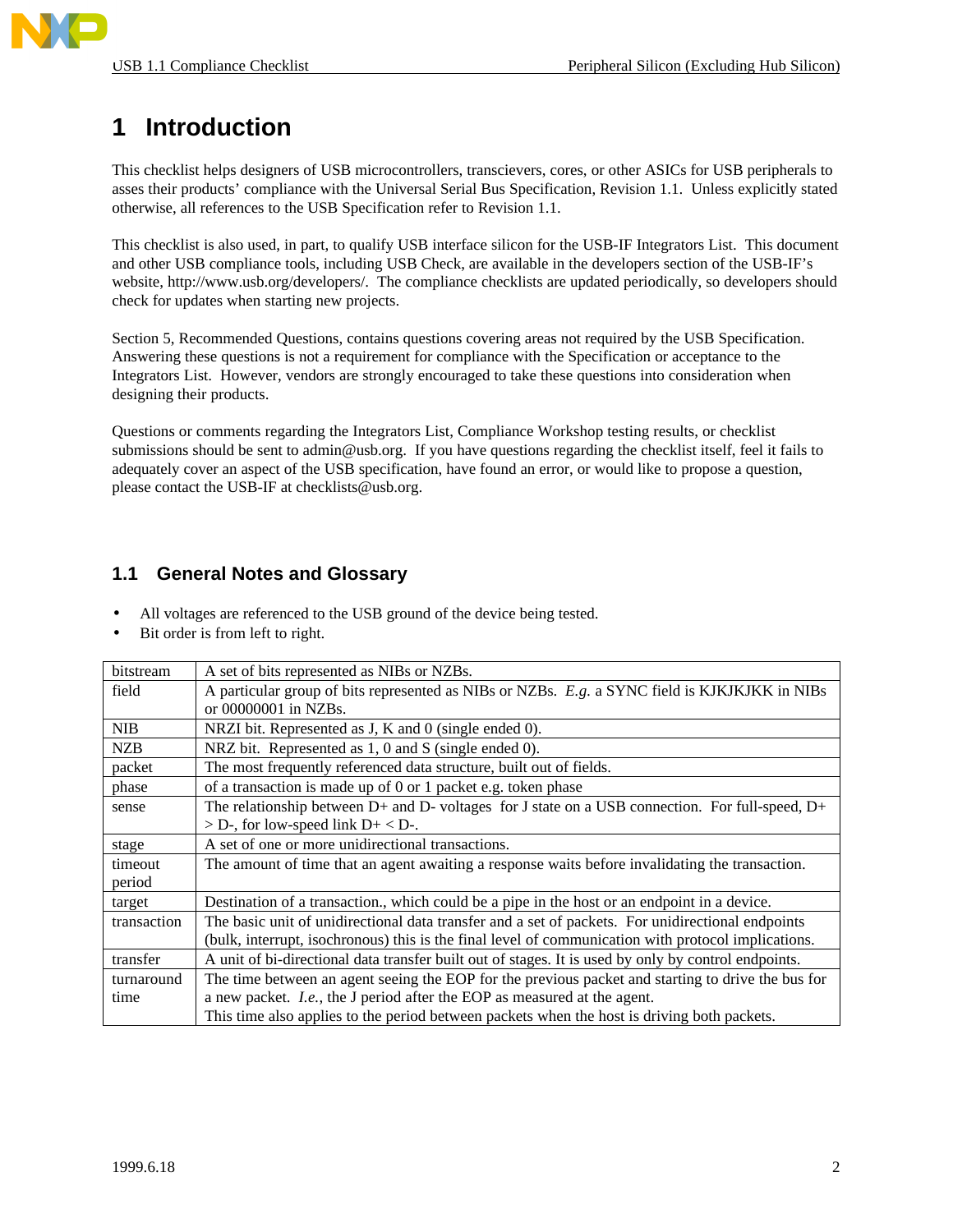# 1 Introduction

This checklist helps designers of USB microcontrollers, transcievers, cores, or other ASICs for USB peripherals to asses their products' compliance with the Universal Serial Bus Specification, Revision 1.1. Unless explicitly stated otherwise, all references to the USB Specification refer to Revision 1.1.

This checklist is also used, in part, to qualify USB interface silicon for the USB-IF Integrators List. This document and other USB compliance tools, including USB Check, are available in the developers section of the USB-IF's website, http://www.usb.org/developers/. The compliance checklists are updated periodically, so developers should check for updates when starting new projects.

Section 5, Recommended Questions, contains questions covering areas not required by the USB Specification. Answering these questions is not a requirement for compliance with the Specification or acceptance to the Integrators List. However, vendors are strongly encouraged to take these questions into consideration when designing their products.

Questions or comments regarding the Integrators List, Compliance Workshop testing results, or checklist submissions should be sent to admin@usb.org. If you have questions regarding the checklist itself, feel it fails to adequately cover an aspect of the USB specification, have found an error, or would like to propose a question, please contact the USB-IF at checklists@usb.org.

## 1.1 General Notes and Glossary

- All voltages are referenced to the USB ground of the device being tested.
- Bit order is from left to right.

| | |
|---|---|
| bitstream | A set of bits represented as NIBs or NZBs. |
| field | A particular group of bits represented as NIBs or NZBs. *E.g.* a SYNC field is KJKJKJKK in NIBs or 00000001 in NZBs. |
| NIB | NRZI bit. Represented as J, K and 0 (single ended 0). |
| NZB | NRZ bit. Represented as 1, 0 and S (single ended 0). |
| packet | The most frequently referenced data structure, built out of fields. |
| phase | of a transaction is made up of 0 or 1 packet e.g. token phase |
| sense | The relationship between D+ and D- voltages for J state on a USB connection. For full-speed, D+ > D-, for low-speed link D+ < D-. |
| stage | A set of one or more unidirectional transactions. |
| timeout period | The amount of time that an agent awaiting a response waits before invalidating the transaction. |
| target | Destination of a transaction., which could be a pipe in the host or an endpoint in a device. |
| transaction | The basic unit of unidirectional data transfer and a set of packets. For unidirectional endpoints (bulk, interrupt, isochronous) this is the final level of communication with protocol implications. |
| transfer | A unit of bi-directional data transfer built out of stages. It is used by only by control endpoints. |
| turnaround time | The time between an agent seeing the EOP for the previous packet and starting to drive the bus for a new packet. *I.e.*, the J period after the EOP as measured at the agent. This time also applies to the period between packets when the host is driving both packets. |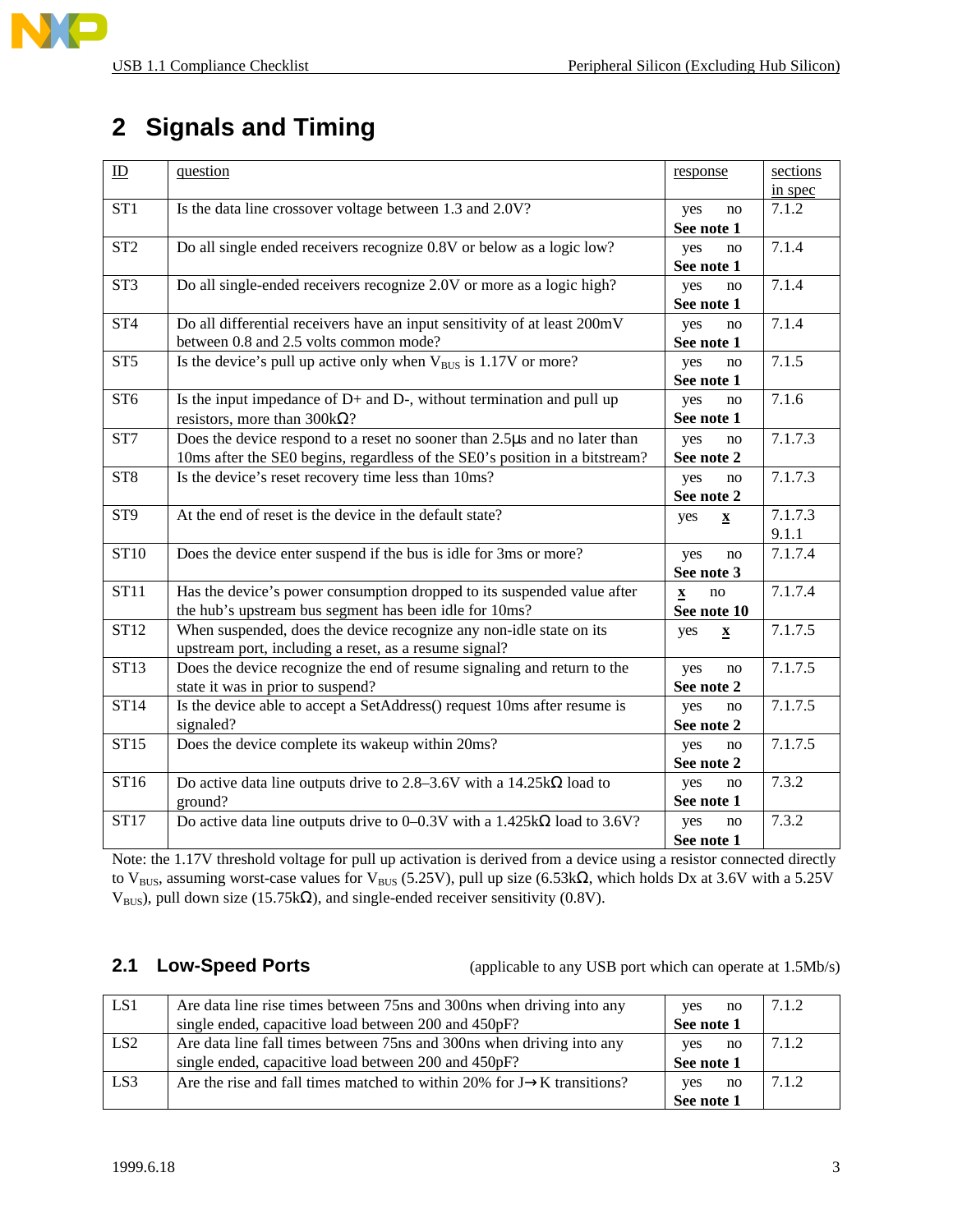## 2 Signals and Timing

| ID | question | response | sections in spec |
|---|---|---|---|
| ST1 | Is the data line crossover voltage between 1.3 and 2.0V? | yes no **See note 1** | 7.1.2 |
| ST2 | Do all single ended receivers recognize 0.8V or below as a logic low? | yes no **See note 1** | 7.1.4 |
| ST3 | Do all single-ended receivers recognize 2.0V or more as a logic high? | yes no **See note 1** | 7.1.4 |
| ST4 | Do all differential receivers have an input sensitivity of at least 200mV between 0.8 and 2.5 volts common mode? | yes no **See note 1** | 7.1.4 |
| ST5 | Is the device's pull up active only when $V_{BUS}$ is 1.17V or more? | yes no **See note 1** | 7.1.5 |
| ST6 | Is the input impedance of D+ and D-, without termination and pull up resistors, more than 300kΩ? | yes no **See note 1** | 7.1.6 |
| ST7 | Does the device respond to a reset no sooner than 2.5μs and no later than 10ms after the SE0 begins, regardless of the SE0's position in a bitstream? | yes no **See note 2** | 7.1.7.3 |
| ST8 | Is the device's reset recovery time less than 10ms? | yes no **See note 2** | 7.1.7.3 |
| ST9 | At the end of reset is the device in the default state? | yes **x** | 7.1.7.3 9.1.1 |
| ST10 | Does the device enter suspend if the bus is idle for 3ms or more? | yes no **See note 3** | 7.1.7.4 |
| ST11 | Has the device's power consumption dropped to its suspended value after the hub's upstream bus segment has been idle for 10ms? | **x** no **See note 10** | 7.1.7.4 |
| ST12 | When suspended, does the device recognize any non-idle state on its upstream port, including a reset, as a resume signal? | yes **x** | 7.1.7.5 |
| ST13 | Does the device recognize the end of resume signaling and return to the state it was in prior to suspend? | yes no **See note 2** | 7.1.7.5 |
| ST14 | Is the device able to accept a SetAddress() request 10ms after resume is signaled? | yes no **See note 2** | 7.1.7.5 |
| ST15 | Does the device complete its wakeup within 20ms? | yes no **See note 2** | 7.1.7.5 |
| ST16 | Do active data line outputs drive to 2.8–3.6V with a 14.25kΩ load to ground? | yes no **See note 1** | 7.3.2 |
| ST17 | Do active data line outputs drive to 0–0.3V with a 1.425kΩ load to 3.6V? | yes no **See note 1** | 7.3.2 |

Note: the 1.17V threshold voltage for pull up activation is derived from a device using a resistor connected directly to $V_{BUS}$, assuming worst-case values for $V_{BUS}$ (5.25V), pull up size (6.53kΩ, which holds Dx at 3.6V with a 5.25V $V_{BUS}$), pull down size (15.75kΩ), and single-ended receiver sensitivity (0.8V).

### 2.1 Low-Speed Ports

(applicable to any USB port which can operate at 1.5Mb/s)

| | | | |
|---|---|---|---|
| LS1 | Are data line rise times between 75ns and 300ns when driving into any single ended, capacitive load between 200 and 450pF? | yes no **See note 1** | 7.1.2 |
| LS2 | Are data line fall times between 75ns and 300ns when driving into any single ended, capacitive load between 200 and 450pF? | yes no **See note 1** | 7.1.2 |
| LS3 | Are the rise and fall times matched to within 20% for J→K transitions? | yes no **See note 1** | 7.1.2 |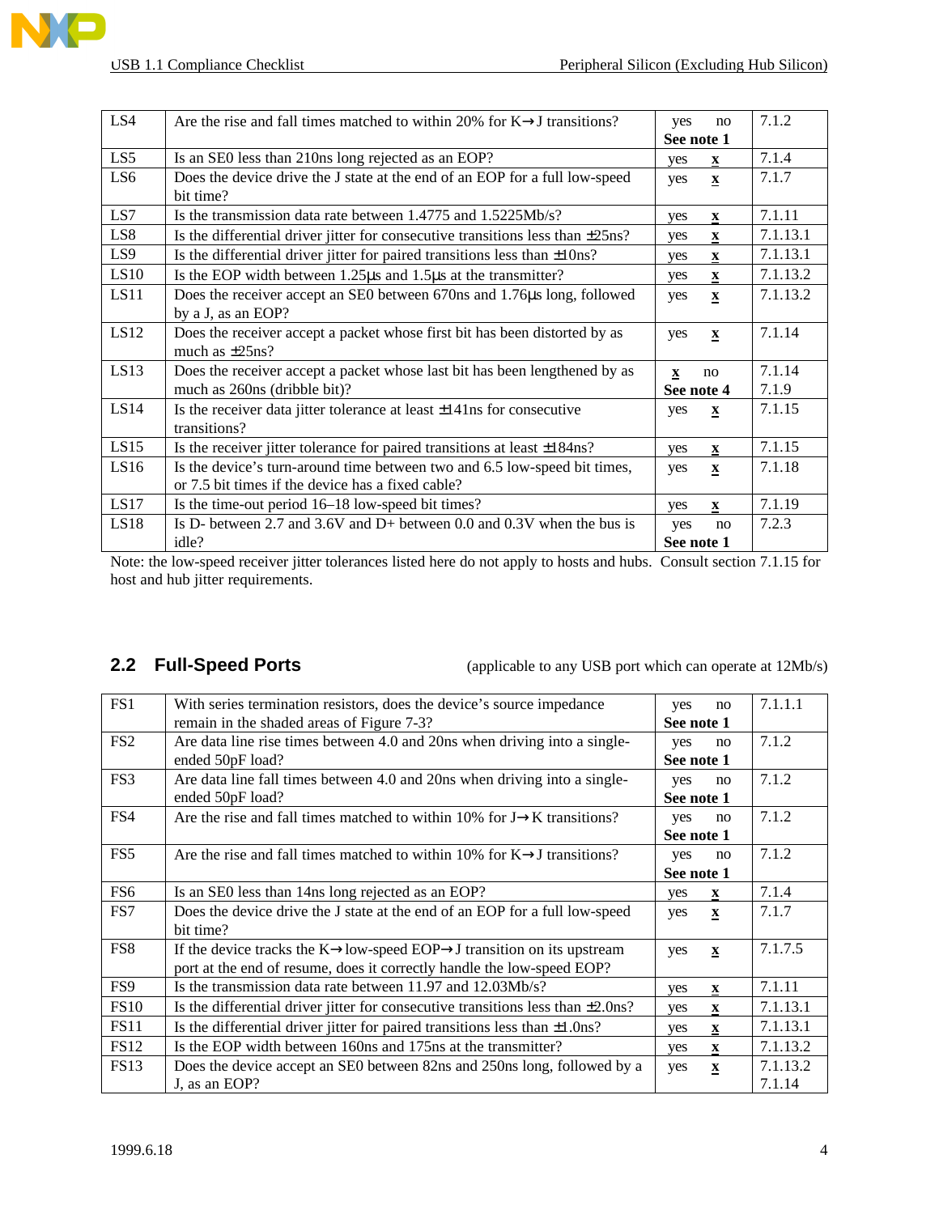| | | | |
|---|---|---|---|
| LS4 | Are the rise and fall times matched to within 20% for K→J transitions? | yes no **See note 1** | 7.1.2 |
| LS5 | Is an SE0 less than 210ns long rejected as an EOP? | yes **x** | 7.1.4 |
| LS6 | Does the device drive the J state at the end of an EOP for a full low-speed bit time? | yes **x** | 7.1.7 |
| LS7 | Is the transmission data rate between 1.4775 and 1.5225Mb/s? | yes **x** | 7.1.11 |
| LS8 | Is the differential driver jitter for consecutive transitions less than ±25ns? | yes **x** | 7.1.13.1 |
| LS9 | Is the differential driver jitter for paired transitions less than ±10ns? | yes **x** | 7.1.13.1 |
| LS10 | Is the EOP width between 1.25µs and 1.5µs at the transmitter? | yes **x** | 7.1.13.2 |
| LS11 | Does the receiver accept an SE0 between 670ns and 1.76µs long, followed by a J, as an EOP? | yes **x** | 7.1.13.2 |
| LS12 | Does the receiver accept a packet whose first bit has been distorted by as much as ±25ns? | yes **x** | 7.1.14 |
| LS13 | Does the receiver accept a packet whose last bit has been lengthened by as much as 260ns (dribble bit)? | **x** no **See note 4** | 7.1.14 7.1.9 |
| LS14 | Is the receiver data jitter tolerance at least ±141ns for consecutive transitions? | yes **x** | 7.1.15 |
| LS15 | Is the receiver jitter tolerance for paired transitions at least ±184ns? | yes **x** | 7.1.15 |
| LS16 | Is the device's turn-around time between two and 6.5 low-speed bit times, or 7.5 bit times if the device has a fixed cable? | yes **x** | 7.1.18 |
| LS17 | Is the time-out period 16–18 low-speed bit times? | yes **x** | 7.1.19 |
| LS18 | Is D- between 2.7 and 3.6V and D+ between 0.0 and 0.3V when the bus is idle? | yes no **See note 1** | 7.2.3 |

Note: the low-speed receiver jitter tolerances listed here do not apply to hosts and hubs. Consult section 7.1.15 for host and hub jitter requirements.

## 2.2 Full-Speed Ports

(applicable to any USB port which can operate at 12Mb/s)

| | | | |
|---|---|---|---|
| FS1 | With series termination resistors, does the device's source impedance remain in the shaded areas of Figure 7-3? | yes no **See note 1** | 7.1.1.1 |
| FS2 | Are data line rise times between 4.0 and 20ns when driving into a single-ended 50pF load? | yes no **See note 1** | 7.1.2 |
| FS3 | Are data line fall times between 4.0 and 20ns when driving into a single-ended 50pF load? | yes no **See note 1** | 7.1.2 |
| FS4 | Are the rise and fall times matched to within 10% for J→K transitions? | yes no **See note 1** | 7.1.2 |
| FS5 | Are the rise and fall times matched to within 10% for K→J transitions? | yes no **See note 1** | 7.1.2 |
| FS6 | Is an SE0 less than 14ns long rejected as an EOP? | yes **x** | 7.1.4 |
| FS7 | Does the device drive the J state at the end of an EOP for a full low-speed bit time? | yes **x** | 7.1.7 |
| FS8 | If the device tracks the K→low-speed EOP→J transition on its upstream port at the end of resume, does it correctly handle the low-speed EOP? | yes **x** | 7.1.7.5 |
| FS9 | Is the transmission data rate between 11.97 and 12.03Mb/s? | yes **x** | 7.1.11 |
| FS10 | Is the differential driver jitter for consecutive transitions less than ±2.0ns? | yes **x** | 7.1.13.1 |
| FS11 | Is the differential driver jitter for paired transitions less than ±1.0ns? | yes **x** | 7.1.13.1 |
| FS12 | Is the EOP width between 160ns and 175ns at the transmitter? | yes **x** | 7.1.13.2 |
| FS13 | Does the device accept an SE0 between 82ns and 250ns long, followed by a J, as an EOP? | yes **x** | 7.1.13.2 7.1.14 |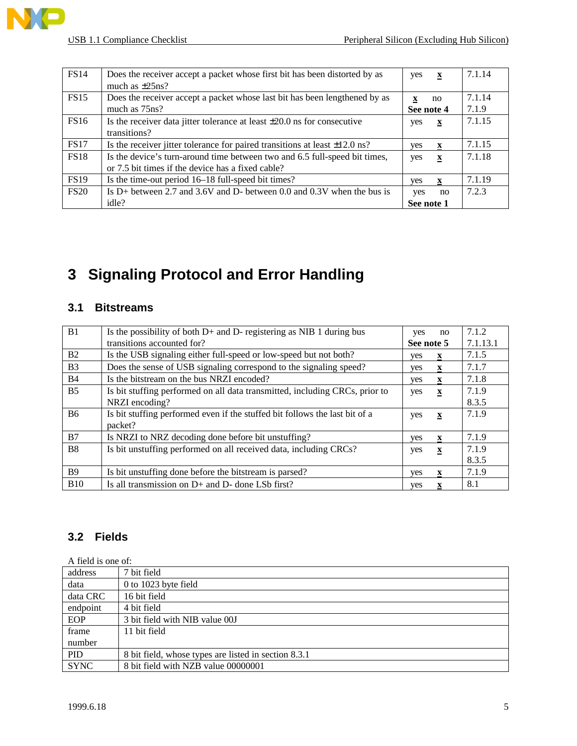| | | | |
|---|---|---|---|
| FS14 | Does the receiver accept a packet whose first bit has been distorted by as much as ±25ns? | yes **x** | 7.1.14 |
| FS15 | Does the receiver accept a packet whose last bit has been lengthened by as much as 75ns? | **x** no **See note 4** | 7.1.14 7.1.9 |
| FS16 | Is the receiver data jitter tolerance at least ±20.0 ns for consecutive transitions? | yes **x** | 7.1.15 |
| FS17 | Is the receiver jitter tolerance for paired transitions at least ±12.0 ns? | yes **x** | 7.1.15 |
| FS18 | Is the device's turn-around time between two and 6.5 full-speed bit times, or 7.5 bit times if the device has a fixed cable? | yes **x** | 7.1.18 |
| FS19 | Is the time-out period 16–18 full-speed bit times? | yes **x** | 7.1.19 |
| FS20 | Is D+ between 2.7 and 3.6V and D- between 0.0 and 0.3V when the bus is idle? | yes no **See note 1** | 7.2.3 |

# 3 Signaling Protocol and Error Handling

## 3.1 Bitstreams

| | | | |
|---|---|---|---|
| B1 | Is the possibility of both D+ and D- registering as NIB 1 during bus transitions accounted for? | yes no **See note 5** | 7.1.2 7.1.13.1 |
| B2 | Is the USB signaling either full-speed or low-speed but not both? | yes **x** | 7.1.5 |
| B3 | Does the sense of USB signaling correspond to the signaling speed? | yes **x** | 7.1.7 |
| B4 | Is the bitstream on the bus NRZI encoded? | yes **x** | 7.1.8 |
| B5 | Is bit stuffing performed on all data transmitted, including CRCs, prior to NRZI encoding? | yes **x** | 7.1.9 8.3.5 |
| B6 | Is bit stuffing performed even if the stuffed bit follows the last bit of a packet? | yes **x** | 7.1.9 |
| B7 | Is NRZI to NRZ decoding done before bit unstuffing? | yes **x** | 7.1.9 |
| B8 | Is bit unstuffing performed on all received data, including CRCs? | yes **x** | 7.1.9 8.3.5 |
| B9 | Is bit unstuffing done before the bitstream is parsed? | yes **x** | 7.1.9 |
| B10 | Is all transmission on D+ and D- done LSb first? | yes **x** | 8.1 |

## 3.2 Fields

A field is one of:

| | |
|---|---|
| address | 7 bit field |
| data | 0 to 1023 byte field |
| data CRC | 16 bit field |
| endpoint | 4 bit field |
| EOP | 3 bit field with NIB value 00J |
| frame number | 11 bit field |
| PID | 8 bit field, whose types are listed in section 8.3.1 |
| SYNC | 8 bit field with NZB value 00000001 |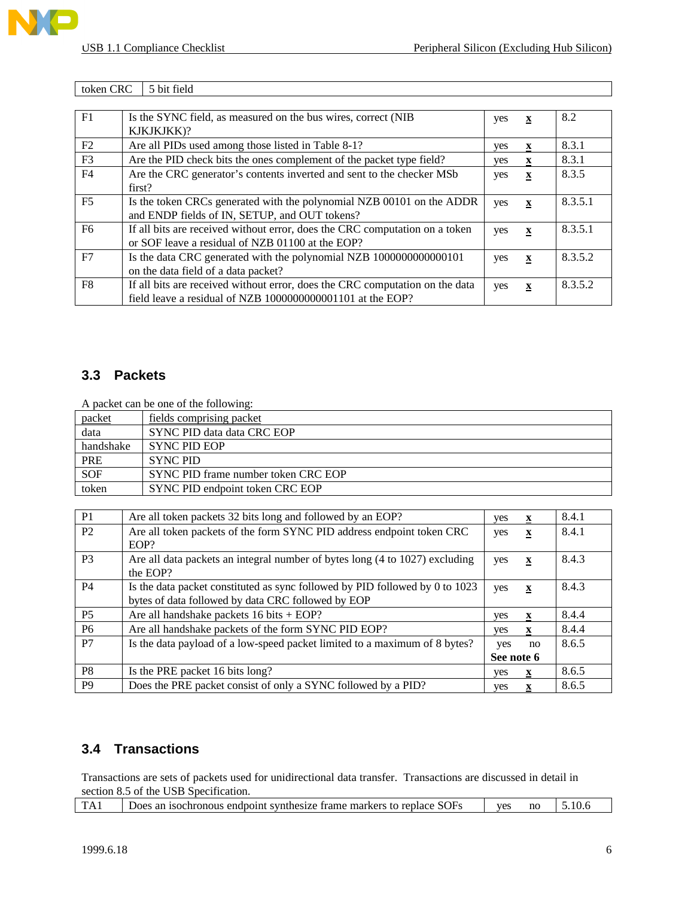| | |
|---|---|
| token CRC | 5 bit field |

| | | | | |
|---|---|---|---|---|
| F1 | Is the SYNC field, as measured on the bus wires, correct (NIB KJKJKJKK)? | yes | **x** | 8.2 |
| F2 | Are all PIDs used among those listed in Table 8-1? | yes | **x** | 8.3.1 |
| F3 | Are the PID check bits the ones complement of the packet type field? | yes | **x** | 8.3.1 |
| F4 | Are the CRC generator's contents inverted and sent to the checker MSb first? | yes | **x** | 8.3.5 |
| F5 | Is the token CRCs generated with the polynomial NZB 00101 on the ADDR and ENDP fields of IN, SETUP, and OUT tokens? | yes | **x** | 8.3.5.1 |
| F6 | If all bits are received without error, does the CRC computation on a token or SOF leave a residual of NZB 01100 at the EOP? | yes | **x** | 8.3.5.1 |
| F7 | Is the data CRC generated with the polynomial NZB 1000000000000101 on the data field of a data packet? | yes | **x** | 8.3.5.2 |
| F8 | If all bits are received without error, does the CRC computation on the data field leave a residual of NZB 1000000000001101 at the EOP? | yes | **x** | 8.3.5.2 |

## 3.3 Packets

A packet can be one of the following:

| packet | fields comprising packet |
|---|---|
| data | SYNC PID data data CRC EOP |
| handshake | SYNC PID EOP |
| PRE | SYNC PID |
| SOF | SYNC PID frame number token CRC EOP |
| token | SYNC PID endpoint token CRC EOP |

| | | | | |
|---|---|---|---|---|
| P1 | Are all token packets 32 bits long and followed by an EOP? | yes | **x** | 8.4.1 |
| P2 | Are all token packets of the form SYNC PID address endpoint token CRC EOP? | yes | **x** | 8.4.1 |
| P3 | Are all data packets an integral number of bytes long (4 to 1027) excluding the EOP? | yes | **x** | 8.4.3 |
| P4 | Is the data packet constituted as sync followed by PID followed by 0 to 1023 bytes of data followed by data CRC followed by EOP | yes | **x** | 8.4.3 |
| P5 | Are all handshake packets 16 bits + EOP? | yes | **x** | 8.4.4 |
| P6 | Are all handshake packets of the form SYNC PID EOP? | yes | **x** | 8.4.4 |
| P7 | Is the data payload of a low-speed packet limited to a maximum of 8 bytes? | yes **See note 6** | no | 8.6.5 |
| P8 | Is the PRE packet 16 bits long? | yes | **x** | 8.6.5 |
| P9 | Does the PRE packet consist of only a SYNC followed by a PID? | yes | **x** | 8.6.5 |

## 3.4 Transactions

Transactions are sets of packets used for unidirectional data transfer. Transactions are discussed in detail in section 8.5 of the USB Specification.

| | | | | |
|---|---|---|---|---|
| TA1 | Does an isochronous endpoint synthesize frame markers to replace SOFs | yes | no | 5.10.6 |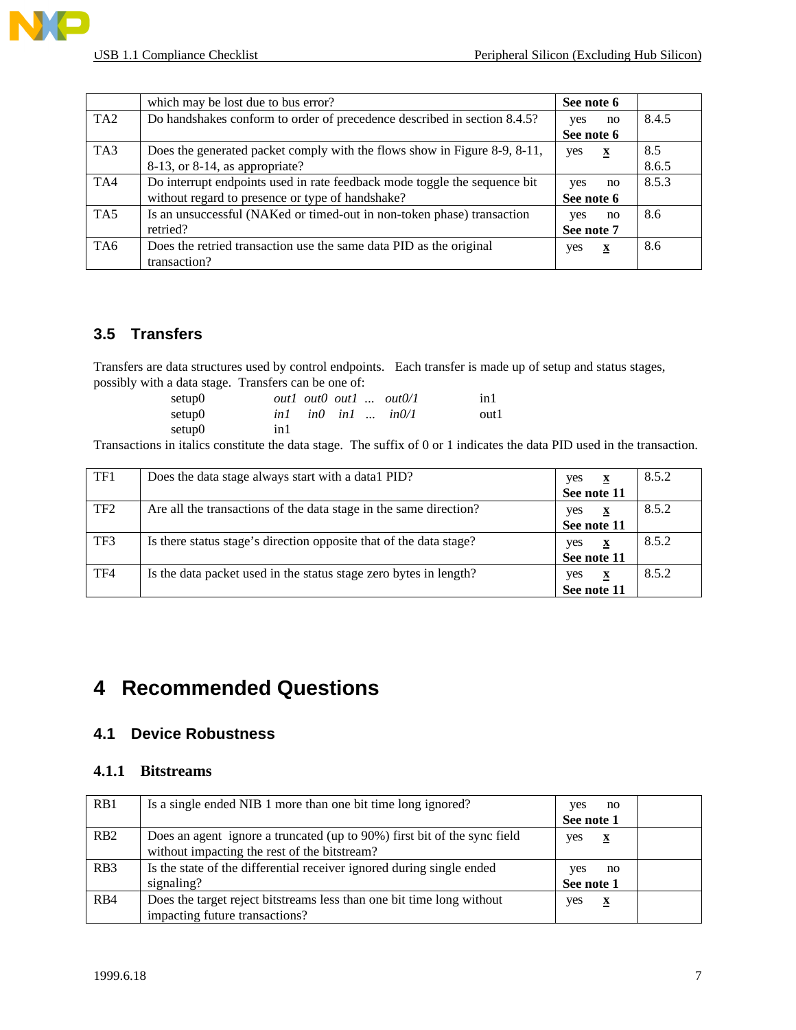| | | | |
|---|---|---|---|
| | which may be lost due to bus error? | **See note 6** | |
| TA2 | Do handshakes conform to order of precedence described in section 8.4.5? | yes no **See note 6** | 8.4.5 |
| TA3 | Does the generated packet comply with the flows show in Figure 8-9, 8-11, 8-13, or 8-14, as appropriate? | yes **x** | 8.5 8.6.5 |
| TA4 | Do interrupt endpoints used in rate feedback mode toggle the sequence bit without regard to presence or type of handshake? | yes no **See note 6** | 8.5.3 |
| TA5 | Is an unsuccessful (NAKed or timed-out in non-token phase) transaction retried? | yes no **See note 7** | 8.6 |
| TA6 | Does the retried transaction use the same data PID as the original transaction? | yes **x** | 8.6 |

## 3.5 Transfers

Transfers are data structures used by control endpoints. Each transfer is made up of setup and status stages, possibly with a data stage. Transfers can be one of:

setup0 *out1 out0 out1 ... out0/1* in1
setup0 *in1 in0 in1 ... in0/1* out1
setup0 in1

Transactions in italics constitute the data stage. The suffix of 0 or 1 indicates the data PID used in the transaction.

| | | | |
|---|---|---|---|
| TF1 | Does the data stage always start with a data1 PID? | yes **x** **See note 11** | 8.5.2 |
| TF2 | Are all the transactions of the data stage in the same direction? | yes **x** **See note 11** | 8.5.2 |
| TF3 | Is there status stage's direction opposite that of the data stage? | yes **x** **See note 11** | 8.5.2 |
| TF4 | Is the data packet used in the status stage zero bytes in length? | yes **x** **See note 11** | 8.5.2 |

# 4 Recommended Questions

## 4.1 Device Robustness

### 4.1.1 Bitstreams

| | | | |
|---|---|---|---|
| RB1 | Is a single ended NIB 1 more than one bit time long ignored? | yes no **See note 1** | |
| RB2 | Does an agent ignore a truncated (up to 90%) first bit of the sync field without impacting the rest of the bitstream? | yes **x** | |
| RB3 | Is the state of the differential receiver ignored during single ended signaling? | yes no **See note 1** | |
| RB4 | Does the target reject bitstreams less than one bit time long without impacting future transactions? | yes **x** | |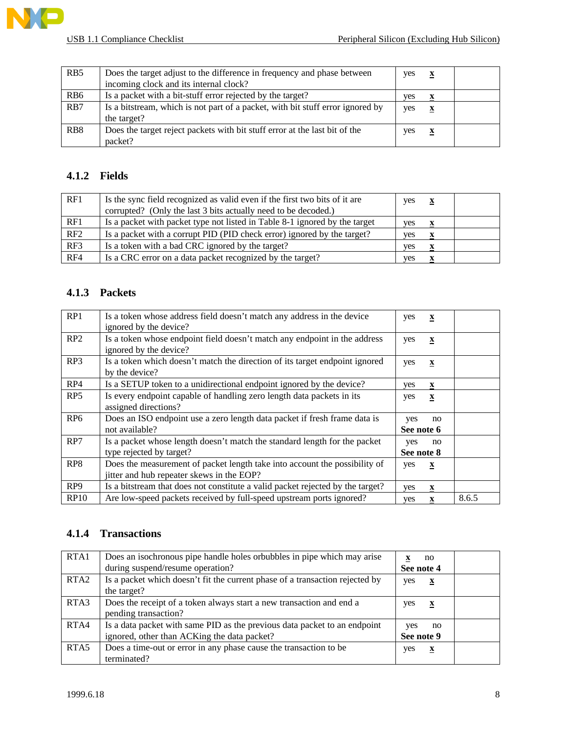| | | | |
|---|---|---|---|
| RB5 | Does the target adjust to the difference in frequency and phase between incoming clock and its internal clock? | yes **x** | |
| RB6 | Is a packet with a bit-stuff error rejected by the target? | yes **x** | |
| RB7 | Is a bitstream, which is not part of a packet, with bit stuff error ignored by the target? | yes **x** | |
| RB8 | Does the target reject packets with bit stuff error at the last bit of the packet? | yes **x** | |

### 4.1.2 Fields

| | | | |
|---|---|---|---|
| RF1 | Is the sync field recognized as valid even if the first two bits of it are corrupted? (Only the last 3 bits actually need to be decoded.) | yes **x** | |
| RF1 | Is a packet with packet type not listed in Table 8-1 ignored by the target | yes **x** | |
| RF2 | Is a packet with a corrupt PID (PID check error) ignored by the target? | yes **x** | |
| RF3 | Is a token with a bad CRC ignored by the target? | yes **x** | |
| RF4 | Is a CRC error on a data packet recognized by the target? | yes **x** | |

### 4.1.3 Packets

| | | | |
|---|---|---|---|
| RP1 | Is a token whose address field doesn't match any address in the device ignored by the device? | yes **x** | |
| RP2 | Is a token whose endpoint field doesn't match any endpoint in the address ignored by the device? | yes **x** | |
| RP3 | Is a token which doesn't match the direction of its target endpoint ignored by the device? | yes **x** | |
| RP4 | Is a SETUP token to a unidirectional endpoint ignored by the device? | yes **x** | |
| RP5 | Is every endpoint capable of handling zero length data packets in its assigned directions? | yes **x** | |
| RP6 | Does an ISO endpoint use a zero length data packet if fresh frame data is not available? | yes no **See note 6** | |
| RP7 | Is a packet whose length doesn't match the standard length for the packet type rejected by target? | yes no **See note 8** | |
| RP8 | Does the measurement of packet length take into account the possibility of jitter and hub repeater skews in the EOP? | yes **x** | |
| RP9 | Is a bitstream that does not constitute a valid packet rejected by the target? | yes **x** | |
| RP10 | Are low-speed packets received by full-speed upstream ports ignored? | yes **x** | 8.6.5 |

### 4.1.4 Transactions

| | | | |
|---|---|---|---|
| RTA1 | Does an isochronous pipe handle holes orbubbles in pipe which may arise during suspend/resume operation? | **x** no **See note 4** | |
| RTA2 | Is a packet which doesn't fit the current phase of a transaction rejected by the target? | yes **x** | |
| RTA3 | Does the receipt of a token always start a new transaction and end a pending transaction? | yes **x** | |
| RTA4 | Is a data packet with same PID as the previous data packet to an endpoint ignored, other than ACKing the data packet? | yes no **See note 9** | |
| RTA5 | Does a time-out or error in any phase cause the transaction to be terminated? | yes **x** | |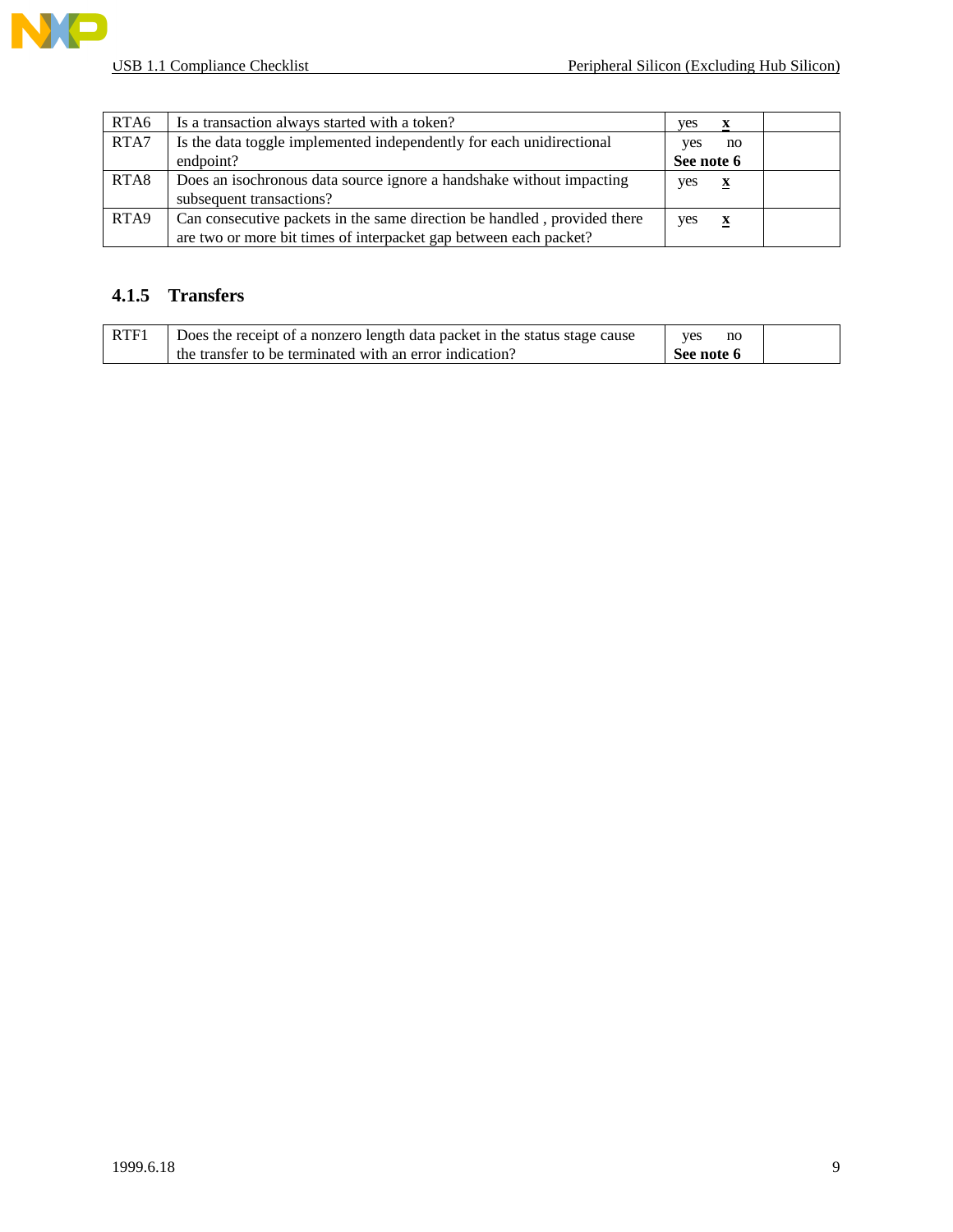| | | | |
|---|---|---|---|
| RTA6 | Is a transaction always started with a token? | yes **x** | |
| RTA7 | Is the data toggle implemented independently for each unidirectional endpoint? | yes no **See note 6** | |
| RTA8 | Does an isochronous data source ignore a handshake without impacting subsequent transactions? | yes **x** | |
| RTA9 | Can consecutive packets in the same direction be handled , provided there are two or more bit times of interpacket gap between each packet? | yes **x** | |

### 4.1.5 Transfers

| | | | |
|---|---|---|---|
| RTF1 | Does the receipt of a nonzero length data packet in the status stage cause the transfer to be terminated with an error indication? | yes no **See note 6** | |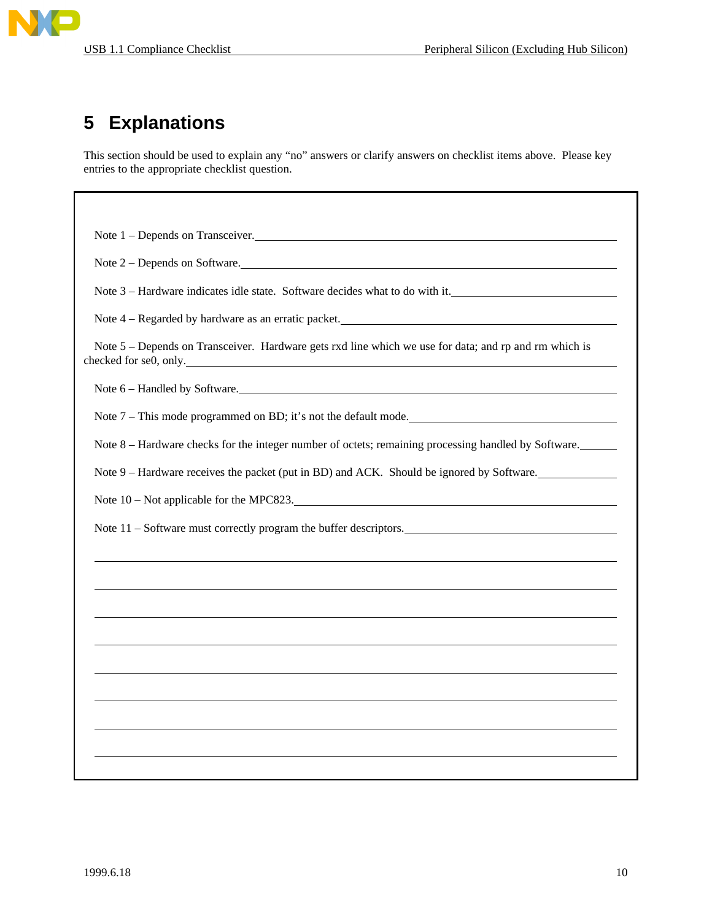# 5 Explanations

This section should be used to explain any "no" answers or clarify answers on checklist items above. Please key entries to the appropriate checklist question.

Note 1 – Depends on Transceiver.

Note 2 – Depends on Software.

Note 3 – Hardware indicates idle state. Software decides what to do with it.

Note 4 – Regarded by hardware as an erratic packet.

Note 5 – Depends on Transceiver. Hardware gets rxd line which we use for data; and rp and rm which is checked for se0, only.

Note 6 – Handled by Software.

Note 7 – This mode programmed on BD; it's not the default mode.

Note 8 – Hardware checks for the integer number of octets; remaining processing handled by Software.

Note 9 – Hardware receives the packet (put in BD) and ACK. Should be ignored by Software.

Note 10 – Not applicable for the MPC823.

Note 11 – Software must correctly program the buffer descriptors.